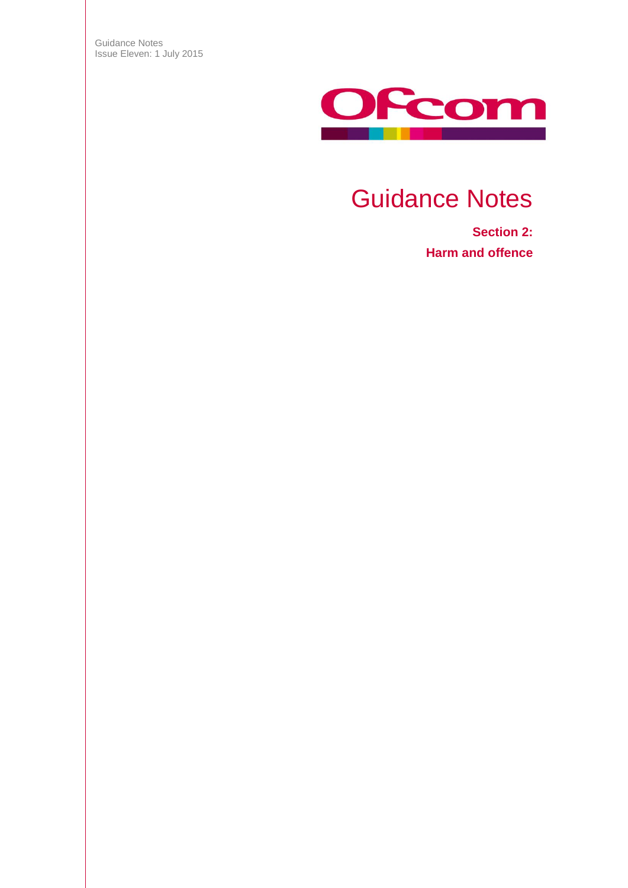Guidance Notes
Issue Eleven: 1 July 2015

Ofcom

# Guidance Notes

**Section 2:**

**Harm and offence**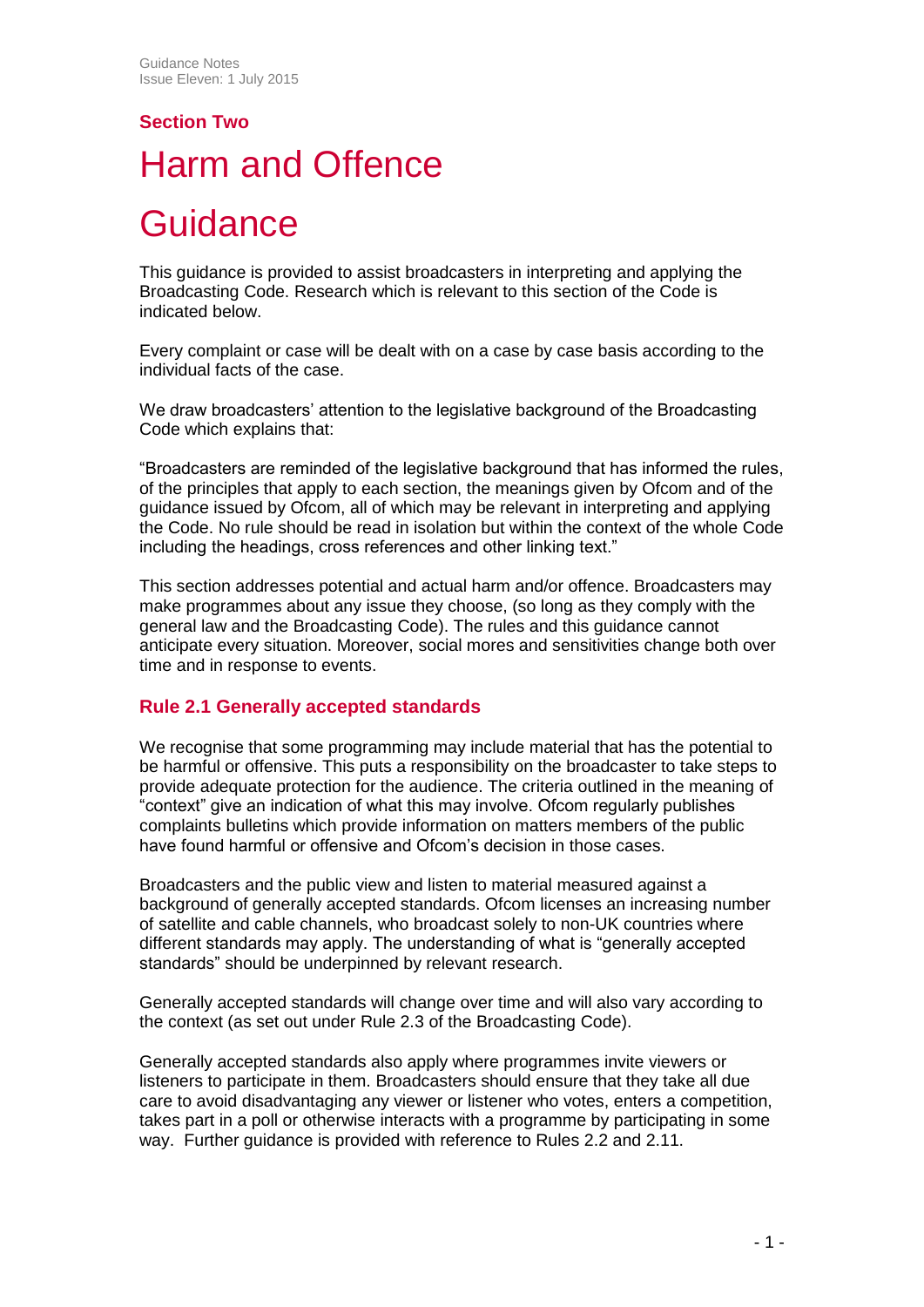## Section Two

# Harm and Offence

# Guidance

This guidance is provided to assist broadcasters in interpreting and applying the Broadcasting Code. Research which is relevant to this section of the Code is indicated below.

Every complaint or case will be dealt with on a case by case basis according to the individual facts of the case.

We draw broadcasters' attention to the legislative background of the Broadcasting Code which explains that:

"Broadcasters are reminded of the legislative background that has informed the rules, of the principles that apply to each section, the meanings given by Ofcom and of the guidance issued by Ofcom, all of which may be relevant in interpreting and applying the Code. No rule should be read in isolation but within the context of the whole Code including the headings, cross references and other linking text."

This section addresses potential and actual harm and/or offence. Broadcasters may make programmes about any issue they choose, (so long as they comply with the general law and the Broadcasting Code). The rules and this guidance cannot anticipate every situation. Moreover, social mores and sensitivities change both over time and in response to events.

### Rule 2.1 Generally accepted standards

We recognise that some programming may include material that has the potential to be harmful or offensive. This puts a responsibility on the broadcaster to take steps to provide adequate protection for the audience. The criteria outlined in the meaning of "context" give an indication of what this may involve. Ofcom regularly publishes complaints bulletins which provide information on matters members of the public have found harmful or offensive and Ofcom's decision in those cases.

Broadcasters and the public view and listen to material measured against a background of generally accepted standards. Ofcom licenses an increasing number of satellite and cable channels, who broadcast solely to non-UK countries where different standards may apply. The understanding of what is "generally accepted standards" should be underpinned by relevant research.

Generally accepted standards will change over time and will also vary according to the context (as set out under Rule 2.3 of the Broadcasting Code).

Generally accepted standards also apply where programmes invite viewers or listeners to participate in them. Broadcasters should ensure that they take all due care to avoid disadvantaging any viewer or listener who votes, enters a competition, takes part in a poll or otherwise interacts with a programme by participating in some way. Further guidance is provided with reference to Rules 2.2 and 2.11.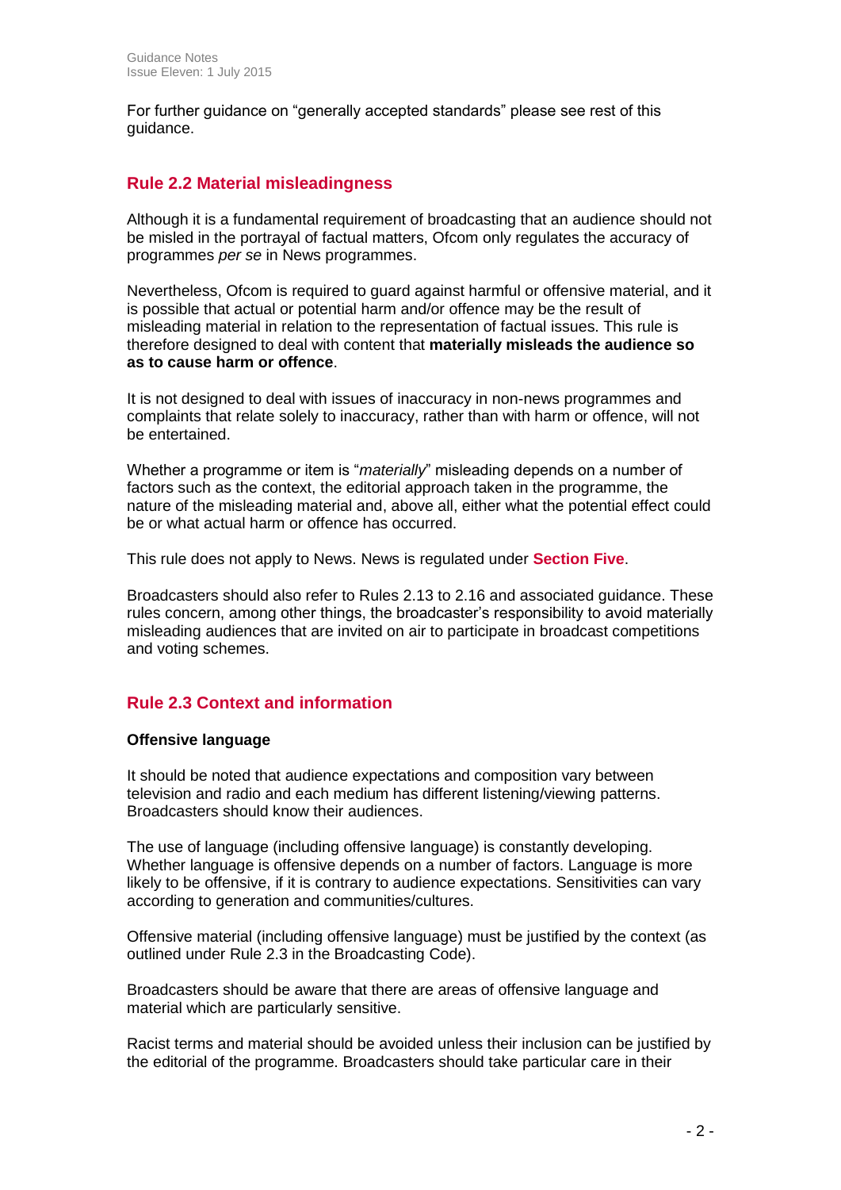For further guidance on "generally accepted standards" please see rest of this guidance.

## Rule 2.2 Material misleadingness

Although it is a fundamental requirement of broadcasting that an audience should not be misled in the portrayal of factual matters, Ofcom only regulates the accuracy of programmes *per se* in News programmes.

Nevertheless, Ofcom is required to guard against harmful or offensive material, and it is possible that actual or potential harm and/or offence may be the result of misleading material in relation to the representation of factual issues. This rule is therefore designed to deal with content that **materially misleads the audience so as to cause harm or offence**.

It is not designed to deal with issues of inaccuracy in non-news programmes and complaints that relate solely to inaccuracy, rather than with harm or offence, will not be entertained.

Whether a programme or item is "*materially*" misleading depends on a number of factors such as the context, the editorial approach taken in the programme, the nature of the misleading material and, above all, either what the potential effect could be or what actual harm or offence has occurred.

This rule does not apply to News. News is regulated under **Section Five**.

Broadcasters should also refer to Rules 2.13 to 2.16 and associated guidance. These rules concern, among other things, the broadcaster's responsibility to avoid materially misleading audiences that are invited on air to participate in broadcast competitions and voting schemes.

## Rule 2.3 Context and information

### Offensive language

It should be noted that audience expectations and composition vary between television and radio and each medium has different listening/viewing patterns. Broadcasters should know their audiences.

The use of language (including offensive language) is constantly developing. Whether language is offensive depends on a number of factors. Language is more likely to be offensive, if it is contrary to audience expectations. Sensitivities can vary according to generation and communities/cultures.

Offensive material (including offensive language) must be justified by the context (as outlined under Rule 2.3 in the Broadcasting Code).

Broadcasters should be aware that there are areas of offensive language and material which are particularly sensitive.

Racist terms and material should be avoided unless their inclusion can be justified by the editorial of the programme. Broadcasters should take particular care in their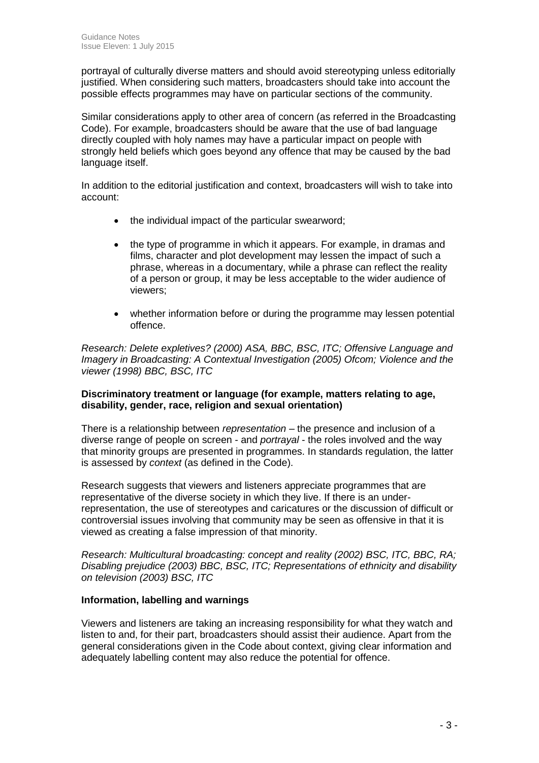portrayal of culturally diverse matters and should avoid stereotyping unless editorially justified. When considering such matters, broadcasters should take into account the possible effects programmes may have on particular sections of the community.

Similar considerations apply to other area of concern (as referred in the Broadcasting Code). For example, broadcasters should be aware that the use of bad language directly coupled with holy names may have a particular impact on people with strongly held beliefs which goes beyond any offence that may be caused by the bad language itself.

In addition to the editorial justification and context, broadcasters will wish to take into account:

- the individual impact of the particular swearword;
- the type of programme in which it appears. For example, in dramas and films, character and plot development may lessen the impact of such a phrase, whereas in a documentary, while a phrase can reflect the reality of a person or group, it may be less acceptable to the wider audience of viewers;
- whether information before or during the programme may lessen potential offence.

*Research: Delete expletives? (2000) ASA, BBC, BSC, ITC; Offensive Language and Imagery in Broadcasting: A Contextual Investigation (2005) Ofcom; Violence and the viewer (1998) BBC, BSC, ITC*

**Discriminatory treatment or language (for example, matters relating to age, disability, gender, race, religion and sexual orientation)**

There is a relationship between *representation* – the presence and inclusion of a diverse range of people on screen - and *portrayal* - the roles involved and the way that minority groups are presented in programmes. In standards regulation, the latter is assessed by *context* (as defined in the Code).

Research suggests that viewers and listeners appreciate programmes that are representative of the diverse society in which they live. If there is an under-representation, the use of stereotypes and caricatures or the discussion of difficult or controversial issues involving that community may be seen as offensive in that it is viewed as creating a false impression of that minority.

*Research: Multicultural broadcasting: concept and reality (2002) BSC, ITC, BBC, RA; Disabling prejudice (2003) BBC, BSC, ITC; Representations of ethnicity and disability on television (2003) BSC, ITC*

**Information, labelling and warnings**

Viewers and listeners are taking an increasing responsibility for what they watch and listen to and, for their part, broadcasters should assist their audience. Apart from the general considerations given in the Code about context, giving clear information and adequately labelling content may also reduce the potential for offence.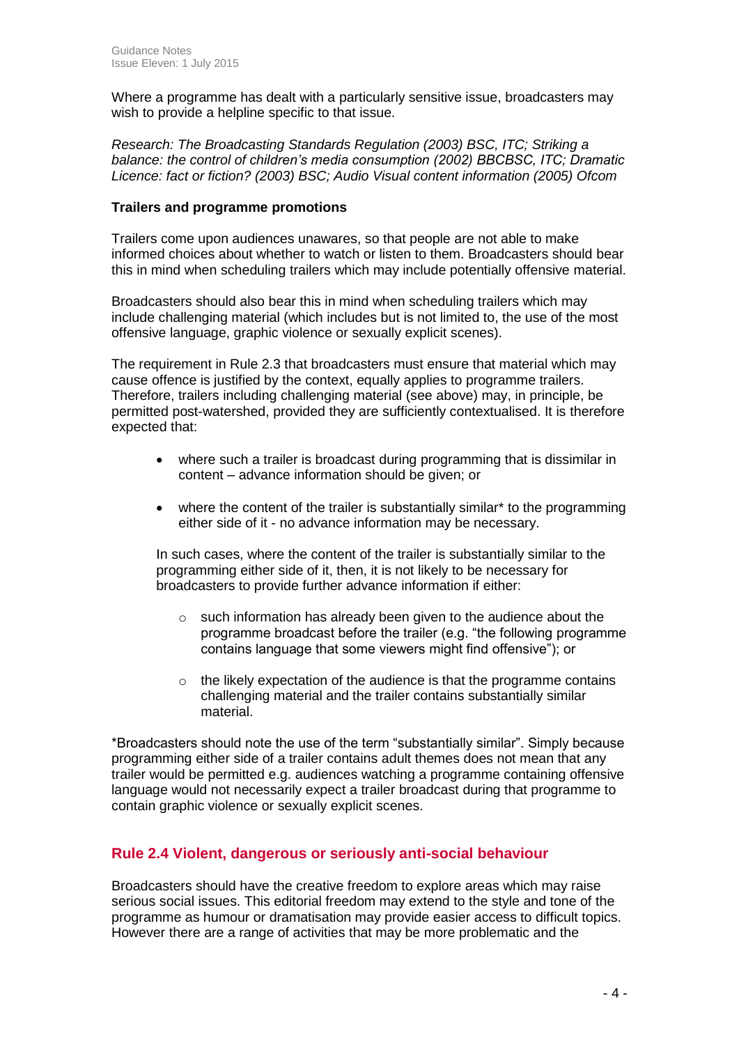Where a programme has dealt with a particularly sensitive issue, broadcasters may wish to provide a helpline specific to that issue.

*Research: The Broadcasting Standards Regulation (2003) BSC, ITC; Striking a balance: the control of children's media consumption (2002) BBCBSC, ITC; Dramatic Licence: fact or fiction? (2003) BSC; Audio Visual content information (2005) Ofcom*

**Trailers and programme promotions**

Trailers come upon audiences unawares, so that people are not able to make informed choices about whether to watch or listen to them. Broadcasters should bear this in mind when scheduling trailers which may include potentially offensive material.

Broadcasters should also bear this in mind when scheduling trailers which may include challenging material (which includes but is not limited to, the use of the most offensive language, graphic violence or sexually explicit scenes).

The requirement in Rule 2.3 that broadcasters must ensure that material which may cause offence is justified by the context, equally applies to programme trailers. Therefore, trailers including challenging material (see above) may, in principle, be permitted post-watershed, provided they are sufficiently contextualised. It is therefore expected that:

- where such a trailer is broadcast during programming that is dissimilar in content – advance information should be given; or
- where the content of the trailer is substantially similar* to the programming either side of it - no advance information may be necessary.

In such cases, where the content of the trailer is substantially similar to the programming either side of it, then, it is not likely to be necessary for broadcasters to provide further advance information if either:

- such information has already been given to the audience about the programme broadcast before the trailer (e.g. "the following programme contains language that some viewers might find offensive"); or
- the likely expectation of the audience is that the programme contains challenging material and the trailer contains substantially similar material.

*Broadcasters should note the use of the term "substantially similar". Simply because programming either side of a trailer contains adult themes does not mean that any trailer would be permitted e.g. audiences watching a programme containing offensive language would not necessarily expect a trailer broadcast during that programme to contain graphic violence or sexually explicit scenes.

## Rule 2.4 Violent, dangerous or seriously anti-social behaviour

Broadcasters should have the creative freedom to explore areas which may raise serious social issues. This editorial freedom may extend to the style and tone of the programme as humour or dramatisation may provide easier access to difficult topics. However there are a range of activities that may be more problematic and the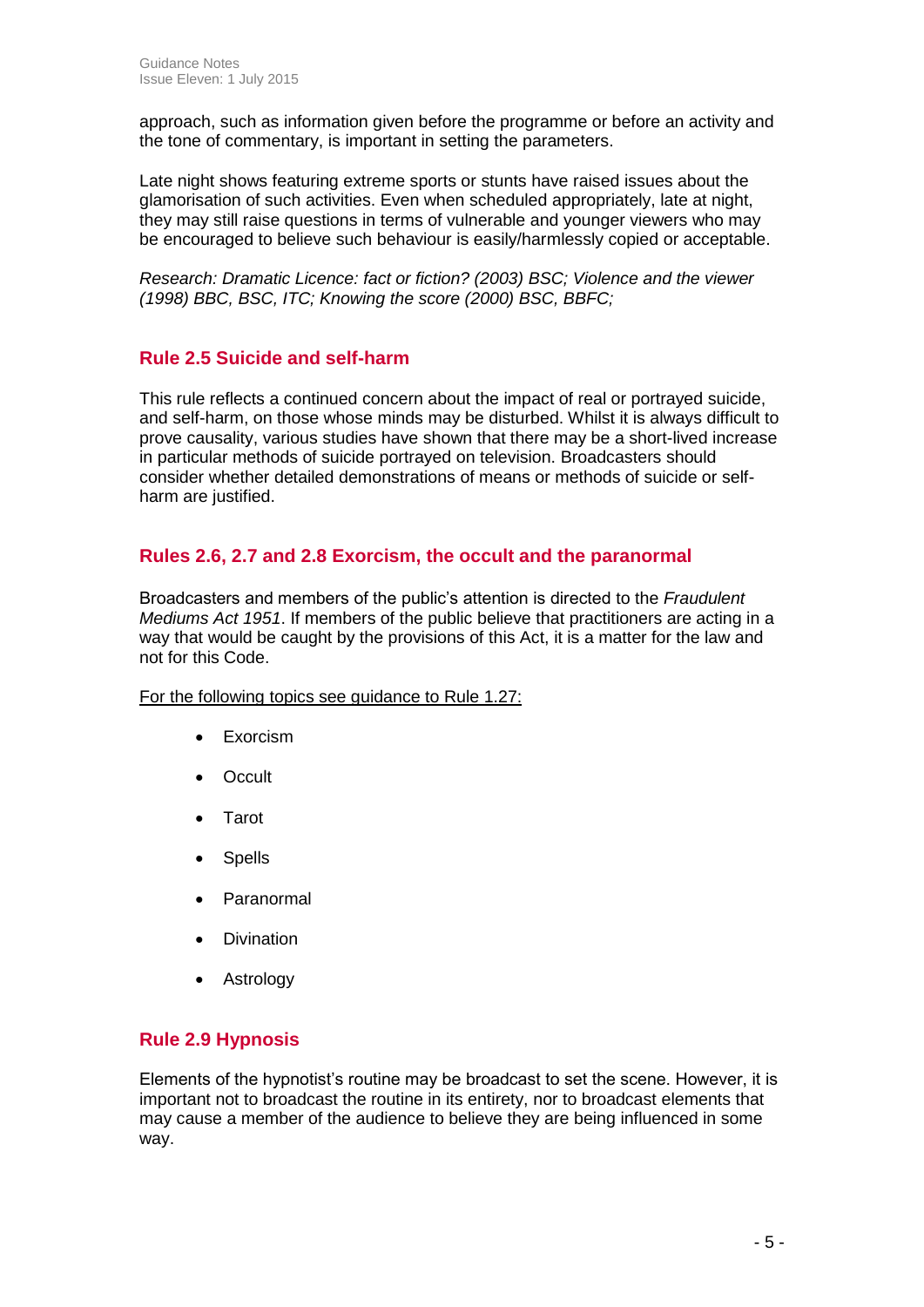approach, such as information given before the programme or before an activity and the tone of commentary, is important in setting the parameters.

Late night shows featuring extreme sports or stunts have raised issues about the glamorisation of such activities. Even when scheduled appropriately, late at night, they may still raise questions in terms of vulnerable and younger viewers who may be encouraged to believe such behaviour is easily/harmlessly copied or acceptable.

*Research: Dramatic Licence: fact or fiction? (2003) BSC; Violence and the viewer (1998) BBC, BSC, ITC; Knowing the score (2000) BSC, BBFC;*

## Rule 2.5 Suicide and self-harm

This rule reflects a continued concern about the impact of real or portrayed suicide, and self-harm, on those whose minds may be disturbed. Whilst it is always difficult to prove causality, various studies have shown that there may be a short-lived increase in particular methods of suicide portrayed on television. Broadcasters should consider whether detailed demonstrations of means or methods of suicide or self-harm are justified.

## Rules 2.6, 2.7 and 2.8 Exorcism, the occult and the paranormal

Broadcasters and members of the public's attention is directed to the *Fraudulent Mediums Act 1951*. If members of the public believe that practitioners are acting in a way that would be caught by the provisions of this Act, it is a matter for the law and not for this Code.

For the following topics see guidance to Rule 1.27:

- Exorcism
- Occult
- Tarot
- Spells
- Paranormal
- Divination
- Astrology

## Rule 2.9 Hypnosis

Elements of the hypnotist's routine may be broadcast to set the scene. However, it is important not to broadcast the routine in its entirety, nor to broadcast elements that may cause a member of the audience to believe they are being influenced in some way.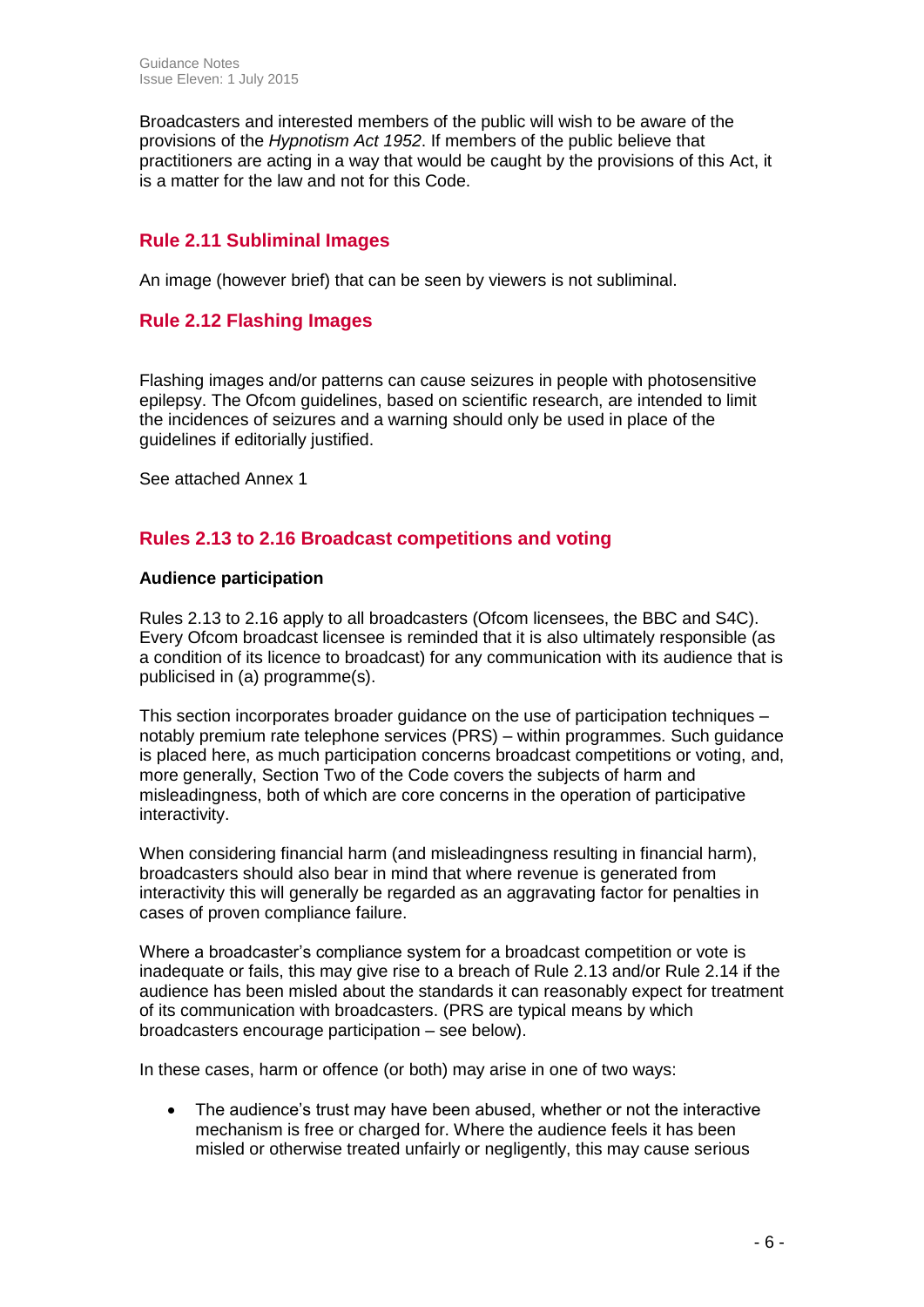Broadcasters and interested members of the public will wish to be aware of the provisions of the *Hypnotism Act 1952*. If members of the public believe that practitioners are acting in a way that would be caught by the provisions of this Act, it is a matter for the law and not for this Code.

## Rule 2.11 Subliminal Images

An image (however brief) that can be seen by viewers is not subliminal.

## Rule 2.12 Flashing Images

Flashing images and/or patterns can cause seizures in people with photosensitive epilepsy. The Ofcom guidelines, based on scientific research, are intended to limit the incidences of seizures and a warning should only be used in place of the guidelines if editorially justified.

See attached Annex 1

## Rules 2.13 to 2.16 Broadcast competitions and voting

**Audience participation**

Rules 2.13 to 2.16 apply to all broadcasters (Ofcom licensees, the BBC and S4C). Every Ofcom broadcast licensee is reminded that it is also ultimately responsible (as a condition of its licence to broadcast) for any communication with its audience that is publicised in (a) programme(s).

This section incorporates broader guidance on the use of participation techniques – notably premium rate telephone services (PRS) – within programmes. Such guidance is placed here, as much participation concerns broadcast competitions or voting, and, more generally, Section Two of the Code covers the subjects of harm and misleadingness, both of which are core concerns in the operation of participative interactivity.

When considering financial harm (and misleadingness resulting in financial harm), broadcasters should also bear in mind that where revenue is generated from interactivity this will generally be regarded as an aggravating factor for penalties in cases of proven compliance failure.

Where a broadcaster's compliance system for a broadcast competition or vote is inadequate or fails, this may give rise to a breach of Rule 2.13 and/or Rule 2.14 if the audience has been misled about the standards it can reasonably expect for treatment of its communication with broadcasters. (PRS are typical means by which broadcasters encourage participation – see below).

In these cases, harm or offence (or both) may arise in one of two ways:

- The audience's trust may have been abused, whether or not the interactive mechanism is free or charged for. Where the audience feels it has been misled or otherwise treated unfairly or negligently, this may cause serious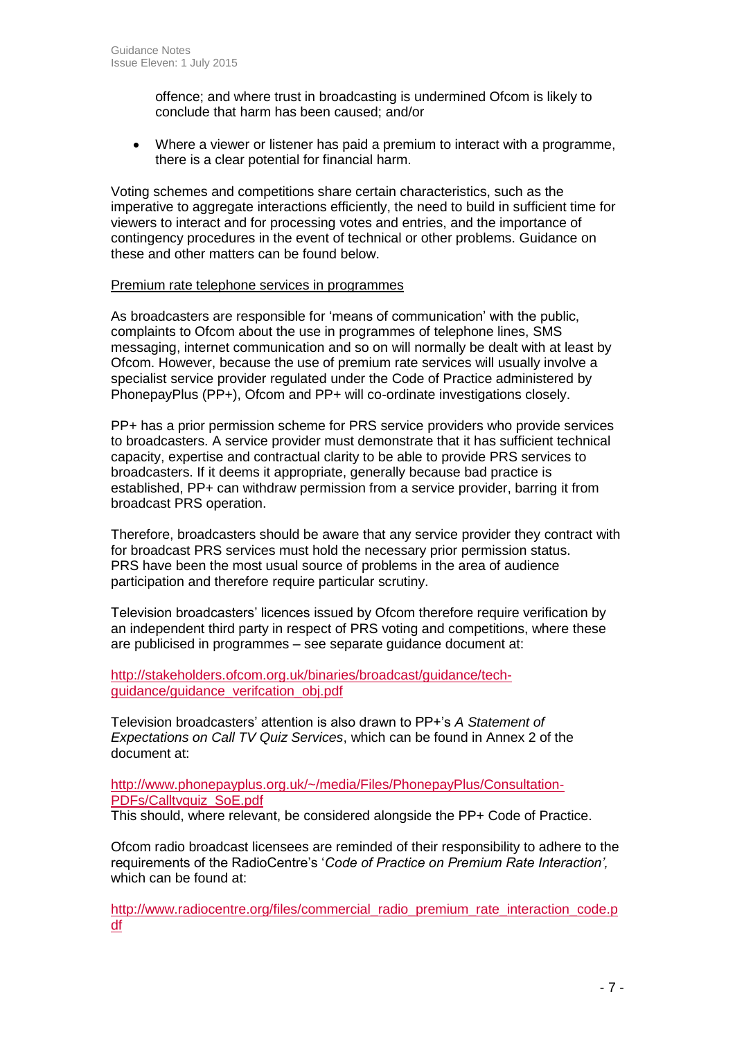offence; and where trust in broadcasting is undermined Ofcom is likely to conclude that harm has been caused; and/or

- Where a viewer or listener has paid a premium to interact with a programme, there is a clear potential for financial harm.

Voting schemes and competitions share certain characteristics, such as the imperative to aggregate interactions efficiently, the need to build in sufficient time for viewers to interact and for processing votes and entries, and the importance of contingency procedures in the event of technical or other problems. Guidance on these and other matters can be found below.

Premium rate telephone services in programmes

As broadcasters are responsible for 'means of communication' with the public, complaints to Ofcom about the use in programmes of telephone lines, SMS messaging, internet communication and so on will normally be dealt with at least by Ofcom. However, because the use of premium rate services will usually involve a specialist service provider regulated under the Code of Practice administered by PhonepayPlus (PP+), Ofcom and PP+ will co-ordinate investigations closely.

PP+ has a prior permission scheme for PRS service providers who provide services to broadcasters. A service provider must demonstrate that it has sufficient technical capacity, expertise and contractual clarity to be able to provide PRS services to broadcasters. If it deems it appropriate, generally because bad practice is established, PP+ can withdraw permission from a service provider, barring it from broadcast PRS operation.

Therefore, broadcasters should be aware that any service provider they contract with for broadcast PRS services must hold the necessary prior permission status. PRS have been the most usual source of problems in the area of audience participation and therefore require particular scrutiny.

Television broadcasters' licences issued by Ofcom therefore require verification by an independent third party in respect of PRS voting and competitions, where these are publicised in programmes – see separate guidance document at:

http://stakeholders.ofcom.org.uk/binaries/broadcast/guidance/tech-guidance/guidance_verifcation_obj.pdf

Television broadcasters' attention is also drawn to PP+'s *A Statement of Expectations on Call TV Quiz Services*, which can be found in Annex 2 of the document at:

http://www.phonepayplus.org.uk/~/media/Files/PhonepayPlus/Consultation-PDFs/Calltvquiz_SoE.pdf
This should, where relevant, be considered alongside the PP+ Code of Practice.

Ofcom radio broadcast licensees are reminded of their responsibility to adhere to the requirements of the RadioCentre's '*Code of Practice on Premium Rate Interaction',* which can be found at:

http://www.radiocentre.org/files/commercial_radio_premium_rate_interaction_code.pdf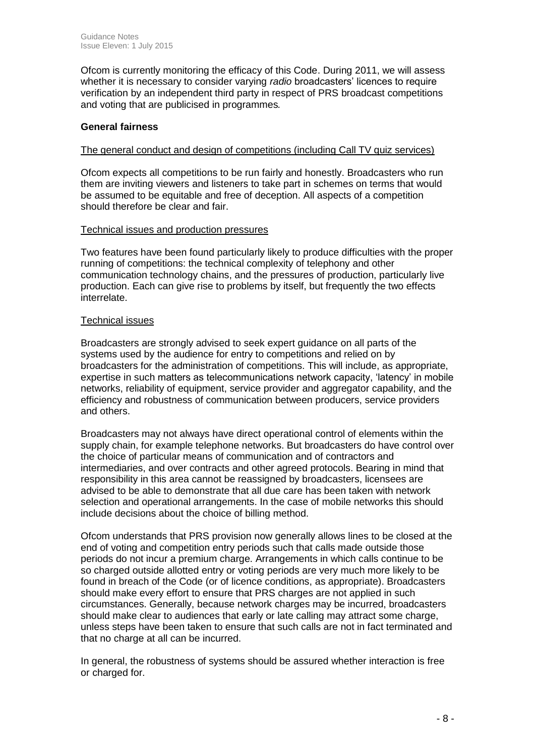Ofcom is currently monitoring the efficacy of this Code. During 2011, we will assess whether it is necessary to consider varying *radio* broadcasters' licences to require verification by an independent third party in respect of PRS broadcast competitions and voting that are publicised in programmes*.*

**General fairness**

The general conduct and design of competitions (including Call TV quiz services)

Ofcom expects all competitions to be run fairly and honestly. Broadcasters who run them are inviting viewers and listeners to take part in schemes on terms that would be assumed to be equitable and free of deception. All aspects of a competition should therefore be clear and fair.

Technical issues and production pressures

Two features have been found particularly likely to produce difficulties with the proper running of competitions: the technical complexity of telephony and other communication technology chains, and the pressures of production, particularly live production. Each can give rise to problems by itself, but frequently the two effects interrelate.

Technical issues

Broadcasters are strongly advised to seek expert guidance on all parts of the systems used by the audience for entry to competitions and relied on by broadcasters for the administration of competitions. This will include, as appropriate, expertise in such matters as telecommunications network capacity, 'latency' in mobile networks, reliability of equipment, service provider and aggregator capability, and the efficiency and robustness of communication between producers, service providers and others.

Broadcasters may not always have direct operational control of elements within the supply chain, for example telephone networks. But broadcasters do have control over the choice of particular means of communication and of contractors and intermediaries, and over contracts and other agreed protocols. Bearing in mind that responsibility in this area cannot be reassigned by broadcasters, licensees are advised to be able to demonstrate that all due care has been taken with network selection and operational arrangements. In the case of mobile networks this should include decisions about the choice of billing method.

Ofcom understands that PRS provision now generally allows lines to be closed at the end of voting and competition entry periods such that calls made outside those periods do not incur a premium charge. Arrangements in which calls continue to be so charged outside allotted entry or voting periods are very much more likely to be found in breach of the Code (or of licence conditions, as appropriate). Broadcasters should make every effort to ensure that PRS charges are not applied in such circumstances. Generally, because network charges may be incurred, broadcasters should make clear to audiences that early or late calling may attract some charge, unless steps have been taken to ensure that such calls are not in fact terminated and that no charge at all can be incurred.

In general, the robustness of systems should be assured whether interaction is free or charged for.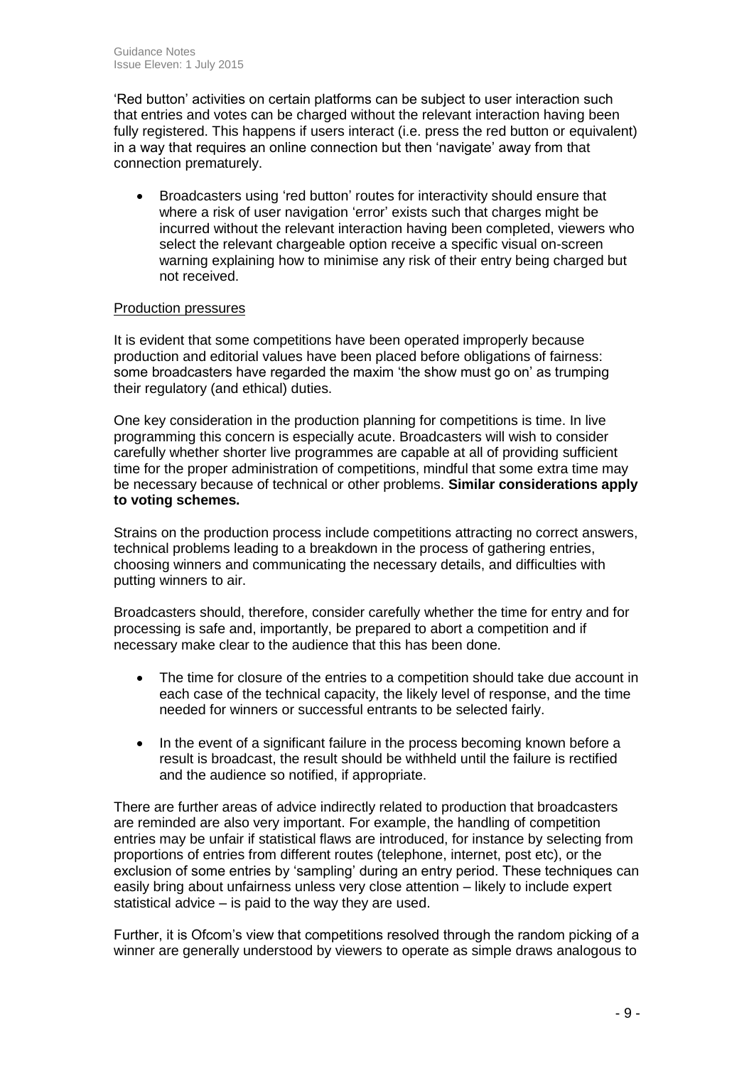'Red button' activities on certain platforms can be subject to user interaction such that entries and votes can be charged without the relevant interaction having been fully registered. This happens if users interact (i.e. press the red button or equivalent) in a way that requires an online connection but then 'navigate' away from that connection prematurely.

- Broadcasters using 'red button' routes for interactivity should ensure that where a risk of user navigation 'error' exists such that charges might be incurred without the relevant interaction having been completed, viewers who select the relevant chargeable option receive a specific visual on-screen warning explaining how to minimise any risk of their entry being charged but not received.

Production pressures

It is evident that some competitions have been operated improperly because production and editorial values have been placed before obligations of fairness: some broadcasters have regarded the maxim 'the show must go on' as trumping their regulatory (and ethical) duties.

One key consideration in the production planning for competitions is time. In live programming this concern is especially acute. Broadcasters will wish to consider carefully whether shorter live programmes are capable at all of providing sufficient time for the proper administration of competitions, mindful that some extra time may be necessary because of technical or other problems. **Similar considerations apply to voting schemes.**

Strains on the production process include competitions attracting no correct answers, technical problems leading to a breakdown in the process of gathering entries, choosing winners and communicating the necessary details, and difficulties with putting winners to air.

Broadcasters should, therefore, consider carefully whether the time for entry and for processing is safe and, importantly, be prepared to abort a competition and if necessary make clear to the audience that this has been done.

- The time for closure of the entries to a competition should take due account in each case of the technical capacity, the likely level of response, and the time needed for winners or successful entrants to be selected fairly.
- In the event of a significant failure in the process becoming known before a result is broadcast, the result should be withheld until the failure is rectified and the audience so notified, if appropriate.

There are further areas of advice indirectly related to production that broadcasters are reminded are also very important. For example, the handling of competition entries may be unfair if statistical flaws are introduced, for instance by selecting from proportions of entries from different routes (telephone, internet, post etc), or the exclusion of some entries by 'sampling' during an entry period. These techniques can easily bring about unfairness unless very close attention – likely to include expert statistical advice – is paid to the way they are used.

Further, it is Ofcom's view that competitions resolved through the random picking of a winner are generally understood by viewers to operate as simple draws analogous to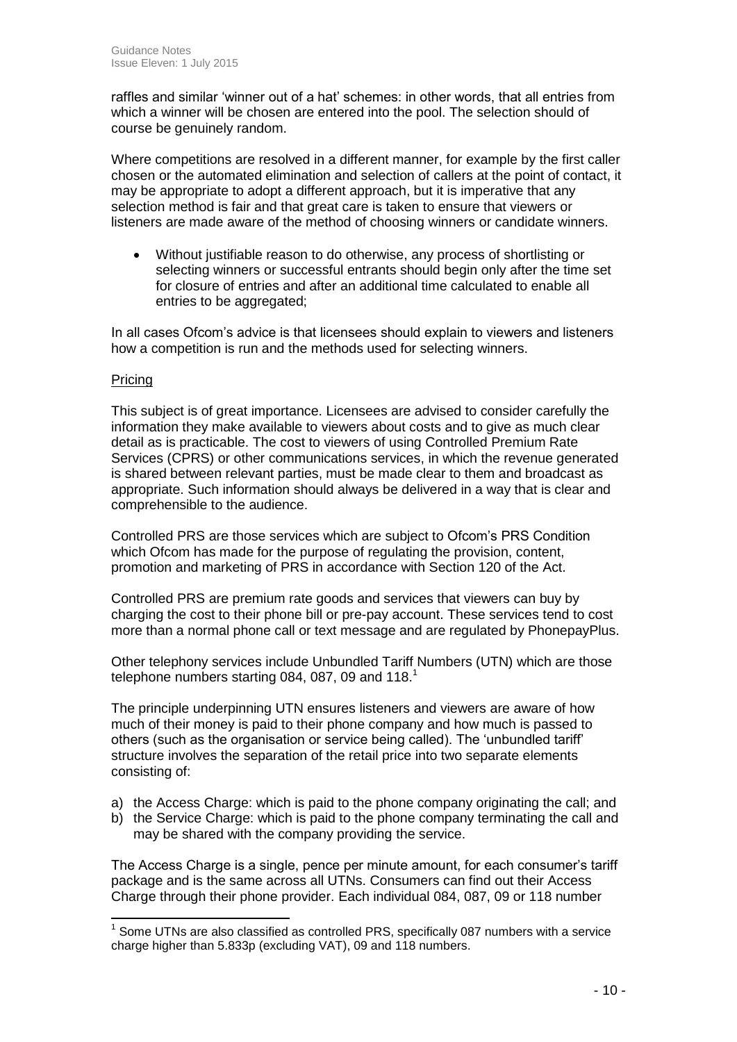raffles and similar 'winner out of a hat' schemes: in other words, that all entries from which a winner will be chosen are entered into the pool. The selection should of course be genuinely random.

Where competitions are resolved in a different manner, for example by the first caller chosen or the automated elimination and selection of callers at the point of contact, it may be appropriate to adopt a different approach, but it is imperative that any selection method is fair and that great care is taken to ensure that viewers or listeners are made aware of the method of choosing winners or candidate winners.

- Without justifiable reason to do otherwise, any process of shortlisting or selecting winners or successful entrants should begin only after the time set for closure of entries and after an additional time calculated to enable all entries to be aggregated;

In all cases Ofcom's advice is that licensees should explain to viewers and listeners how a competition is run and the methods used for selecting winners.

Pricing

This subject is of great importance. Licensees are advised to consider carefully the information they make available to viewers about costs and to give as much clear detail as is practicable. The cost to viewers of using Controlled Premium Rate Services (CPRS) or other communications services, in which the revenue generated is shared between relevant parties, must be made clear to them and broadcast as appropriate. Such information should always be delivered in a way that is clear and comprehensible to the audience.

Controlled PRS are those services which are subject to Ofcom's PRS Condition which Ofcom has made for the purpose of regulating the provision, content, promotion and marketing of PRS in accordance with Section 120 of the Act.

Controlled PRS are premium rate goods and services that viewers can buy by charging the cost to their phone bill or pre-pay account. These services tend to cost more than a normal phone call or text message and are regulated by PhonepayPlus.

Other telephony services include Unbundled Tariff Numbers (UTN) which are those telephone numbers starting 084, 087, 09 and 118.[1]

The principle underpinning UTN ensures listeners and viewers are aware of how much of their money is paid to their phone company and how much is passed to others (such as the organisation or service being called). The 'unbundled tariff' structure involves the separation of the retail price into two separate elements consisting of:

a) the Access Charge: which is paid to the phone company originating the call; and
b) the Service Charge: which is paid to the phone company terminating the call and may be shared with the company providing the service.

The Access Charge is a single, pence per minute amount, for each consumer's tariff package and is the same across all UTNs. Consumers can find out their Access Charge through their phone provider. Each individual 084, 087, 09 or 118 number

[1] Some UTNs are also classified as controlled PRS, specifically 087 numbers with a service charge higher than 5.833p (excluding VAT), 09 and 118 numbers.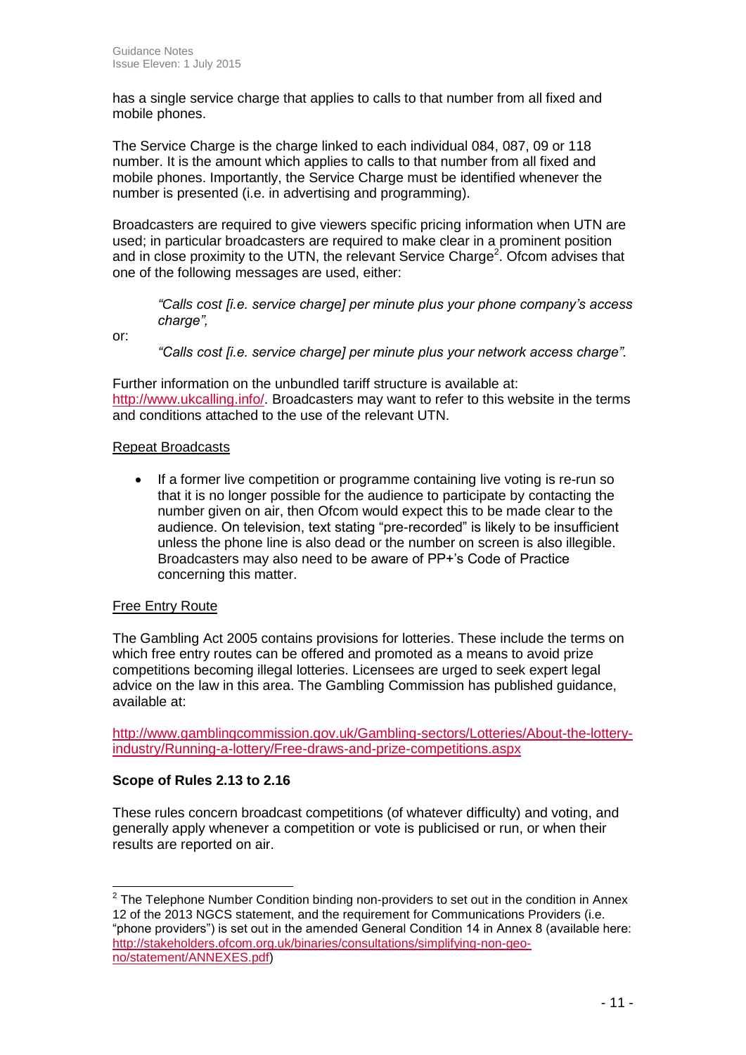has a single service charge that applies to calls to that number from all fixed and mobile phones.

The Service Charge is the charge linked to each individual 084, 087, 09 or 118 number. It is the amount which applies to calls to that number from all fixed and mobile phones. Importantly, the Service Charge must be identified whenever the number is presented (i.e. in advertising and programming).

Broadcasters are required to give viewers specific pricing information when UTN are used; in particular broadcasters are required to make clear in a prominent position and in close proximity to the UTN, the relevant Service Charge[2]. Ofcom advises that one of the following messages are used, either:

> *"Calls cost [i.e. service charge] per minute plus your phone company's access charge",*

or:

> *"Calls cost [i.e. service charge] per minute plus your network access charge".*

Further information on the unbundled tariff structure is available at: http://www.ukcalling.info/. Broadcasters may want to refer to this website in the terms and conditions attached to the use of the relevant UTN.

Repeat Broadcasts

- If a former live competition or programme containing live voting is re-run so that it is no longer possible for the audience to participate by contacting the number given on air, then Ofcom would expect this to be made clear to the audience. On television, text stating "pre-recorded" is likely to be insufficient unless the phone line is also dead or the number on screen is also illegible. Broadcasters may also need to be aware of PP+'s Code of Practice concerning this matter.

Free Entry Route

The Gambling Act 2005 contains provisions for lotteries. These include the terms on which free entry routes can be offered and promoted as a means to avoid prize competitions becoming illegal lotteries. Licensees are urged to seek expert legal advice on the law in this area. The Gambling Commission has published guidance, available at:

http://www.gamblingcommission.gov.uk/Gambling-sectors/Lotteries/About-the-lottery-industry/Running-a-lottery/Free-draws-and-prize-competitions.aspx

**Scope of Rules 2.13 to 2.16**

These rules concern broadcast competitions (of whatever difficulty) and voting, and generally apply whenever a competition or vote is publicised or run, or when their results are reported on air.

[2] The Telephone Number Condition binding non-providers to set out in the condition in Annex 12 of the 2013 NGCS statement, and the requirement for Communications Providers (i.e. "phone providers") is set out in the amended General Condition 14 in Annex 8 (available here: http://stakeholders.ofcom.org.uk/binaries/consultations/simplifying-non-geo-no/statement/ANNEXES.pdf)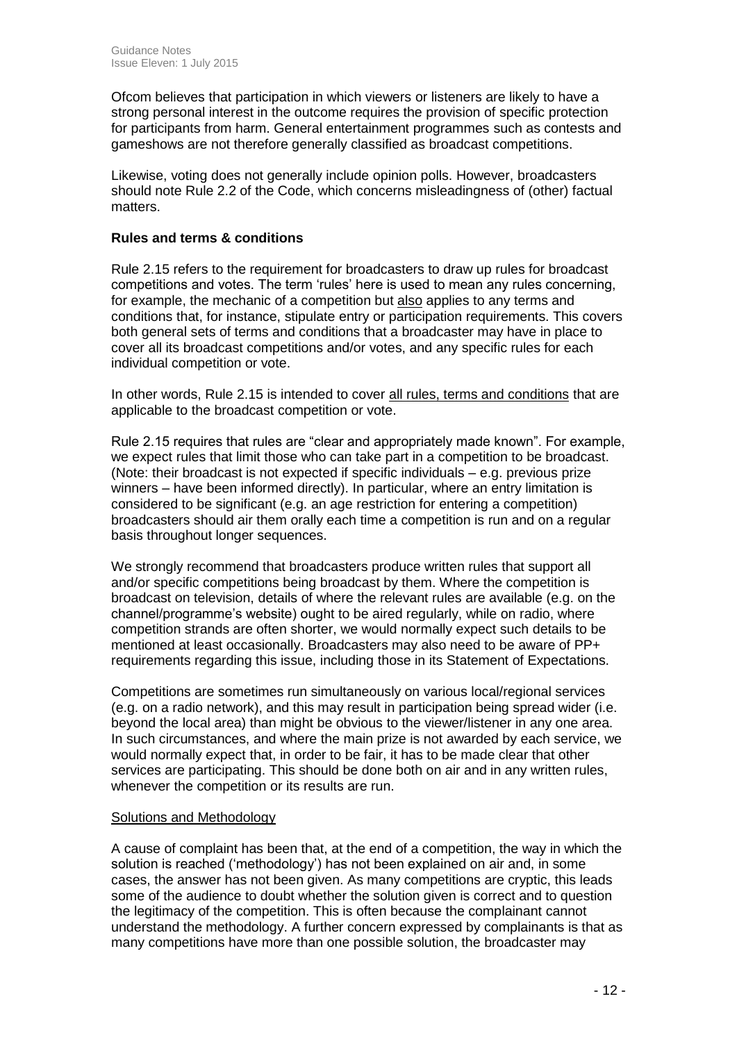Ofcom believes that participation in which viewers or listeners are likely to have a strong personal interest in the outcome requires the provision of specific protection for participants from harm. General entertainment programmes such as contests and gameshows are not therefore generally classified as broadcast competitions.

Likewise, voting does not generally include opinion polls. However, broadcasters should note Rule 2.2 of the Code, which concerns misleadingness of (other) factual matters.

### Rules and terms & conditions

Rule 2.15 refers to the requirement for broadcasters to draw up rules for broadcast competitions and votes. The term 'rules' here is used to mean any rules concerning, for example, the mechanic of a competition but <u>also</u> applies to any terms and conditions that, for instance, stipulate entry or participation requirements. This covers both general sets of terms and conditions that a broadcaster may have in place to cover all its broadcast competitions and/or votes, and any specific rules for each individual competition or vote.

In other words, Rule 2.15 is intended to cover <u>all rules, terms and conditions</u> that are applicable to the broadcast competition or vote.

Rule 2.15 requires that rules are "clear and appropriately made known". For example, we expect rules that limit those who can take part in a competition to be broadcast. (Note: their broadcast is not expected if specific individuals – e.g. previous prize winners – have been informed directly). In particular, where an entry limitation is considered to be significant (e.g. an age restriction for entering a competition) broadcasters should air them orally each time a competition is run and on a regular basis throughout longer sequences.

We strongly recommend that broadcasters produce written rules that support all and/or specific competitions being broadcast by them. Where the competition is broadcast on television, details of where the relevant rules are available (e.g. on the channel/programme's website) ought to be aired regularly, while on radio, where competition strands are often shorter, we would normally expect such details to be mentioned at least occasionally. Broadcasters may also need to be aware of PP+ requirements regarding this issue, including those in its Statement of Expectations.

Competitions are sometimes run simultaneously on various local/regional services (e.g. on a radio network), and this may result in participation being spread wider (i.e. beyond the local area) than might be obvious to the viewer/listener in any one area. In such circumstances, and where the main prize is not awarded by each service, we would normally expect that, in order to be fair, it has to be made clear that other services are participating. This should be done both on air and in any written rules, whenever the competition or its results are run.

<u>Solutions and Methodology</u>

A cause of complaint has been that, at the end of a competition, the way in which the solution is reached ('methodology') has not been explained on air and, in some cases, the answer has not been given. As many competitions are cryptic, this leads some of the audience to doubt whether the solution given is correct and to question the legitimacy of the competition. This is often because the complainant cannot understand the methodology. A further concern expressed by complainants is that as many competitions have more than one possible solution, the broadcaster may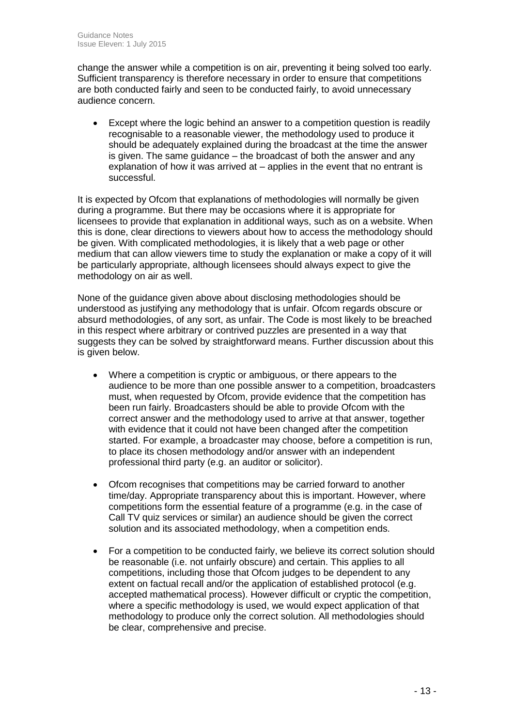change the answer while a competition is on air, preventing it being solved too early. Sufficient transparency is therefore necessary in order to ensure that competitions are both conducted fairly and seen to be conducted fairly, to avoid unnecessary audience concern.

- Except where the logic behind an answer to a competition question is readily recognisable to a reasonable viewer, the methodology used to produce it should be adequately explained during the broadcast at the time the answer is given. The same guidance – the broadcast of both the answer and any explanation of how it was arrived at – applies in the event that no entrant is successful.

It is expected by Ofcom that explanations of methodologies will normally be given during a programme. But there may be occasions where it is appropriate for licensees to provide that explanation in additional ways, such as on a website. When this is done, clear directions to viewers about how to access the methodology should be given. With complicated methodologies, it is likely that a web page or other medium that can allow viewers time to study the explanation or make a copy of it will be particularly appropriate, although licensees should always expect to give the methodology on air as well.

None of the guidance given above about disclosing methodologies should be understood as justifying any methodology that is unfair. Ofcom regards obscure or absurd methodologies, of any sort, as unfair. The Code is most likely to be breached in this respect where arbitrary or contrived puzzles are presented in a way that suggests they can be solved by straightforward means. Further discussion about this is given below.

- Where a competition is cryptic or ambiguous, or there appears to the audience to be more than one possible answer to a competition, broadcasters must, when requested by Ofcom, provide evidence that the competition has been run fairly. Broadcasters should be able to provide Ofcom with the correct answer and the methodology used to arrive at that answer, together with evidence that it could not have been changed after the competition started. For example, a broadcaster may choose, before a competition is run, to place its chosen methodology and/or answer with an independent professional third party (e.g. an auditor or solicitor).

- Ofcom recognises that competitions may be carried forward to another time/day. Appropriate transparency about this is important. However, where competitions form the essential feature of a programme (e.g. in the case of Call TV quiz services or similar) an audience should be given the correct solution and its associated methodology, when a competition ends.

- For a competition to be conducted fairly, we believe its correct solution should be reasonable (i.e. not unfairly obscure) and certain. This applies to all competitions, including those that Ofcom judges to be dependent to any extent on factual recall and/or the application of established protocol (e.g. accepted mathematical process). However difficult or cryptic the competition, where a specific methodology is used, we would expect application of that methodology to produce only the correct solution. All methodologies should be clear, comprehensive and precise.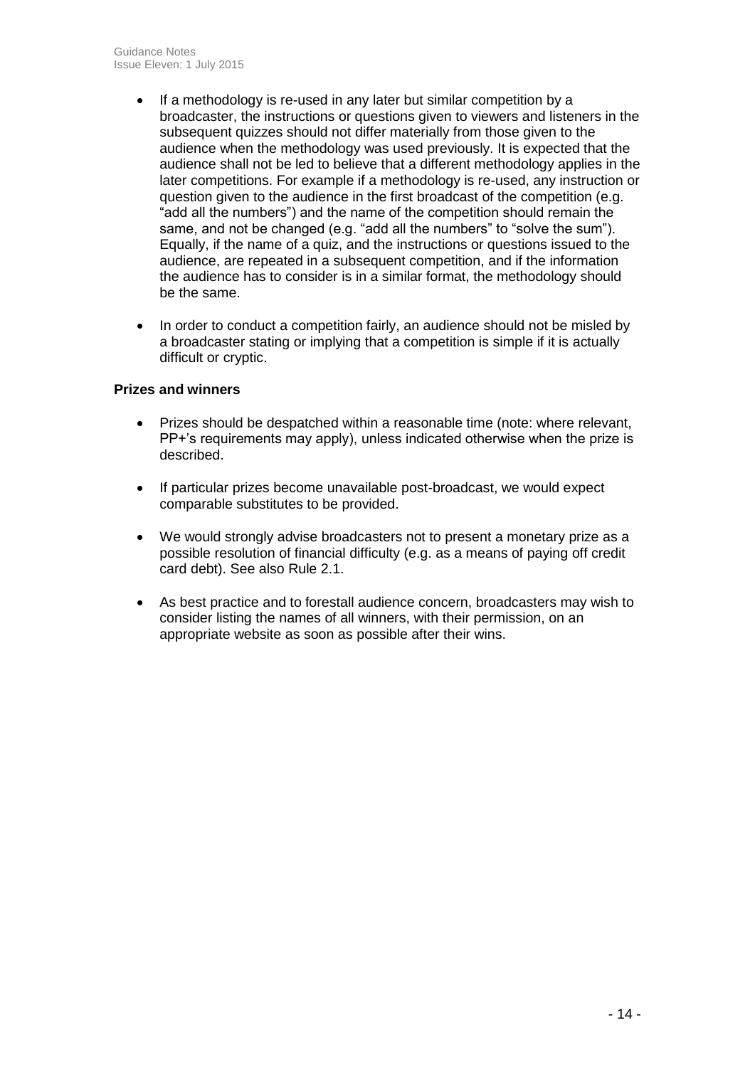- If a methodology is re-used in any later but similar competition by a broadcaster, the instructions or questions given to viewers and listeners in the subsequent quizzes should not differ materially from those given to the audience when the methodology was used previously. It is expected that the audience shall not be led to believe that a different methodology applies in the later competitions. For example if a methodology is re-used, any instruction or question given to the audience in the first broadcast of the competition (e.g. "add all the numbers") and the name of the competition should remain the same, and not be changed (e.g. "add all the numbers" to "solve the sum"). Equally, if the name of a quiz, and the instructions or questions issued to the audience, are repeated in a subsequent competition, and if the information the audience has to consider is in a similar format, the methodology should be the same.

- In order to conduct a competition fairly, an audience should not be misled by a broadcaster stating or implying that a competition is simple if it is actually difficult or cryptic.

**Prizes and winners**

- Prizes should be despatched within a reasonable time (note: where relevant, PP+'s requirements may apply), unless indicated otherwise when the prize is described.

- If particular prizes become unavailable post-broadcast, we would expect comparable substitutes to be provided.

- We would strongly advise broadcasters not to present a monetary prize as a possible resolution of financial difficulty (e.g. as a means of paying off credit card debt). See also Rule 2.1.

- As best practice and to forestall audience concern, broadcasters may wish to consider listing the names of all winners, with their permission, on an appropriate website as soon as possible after their wins.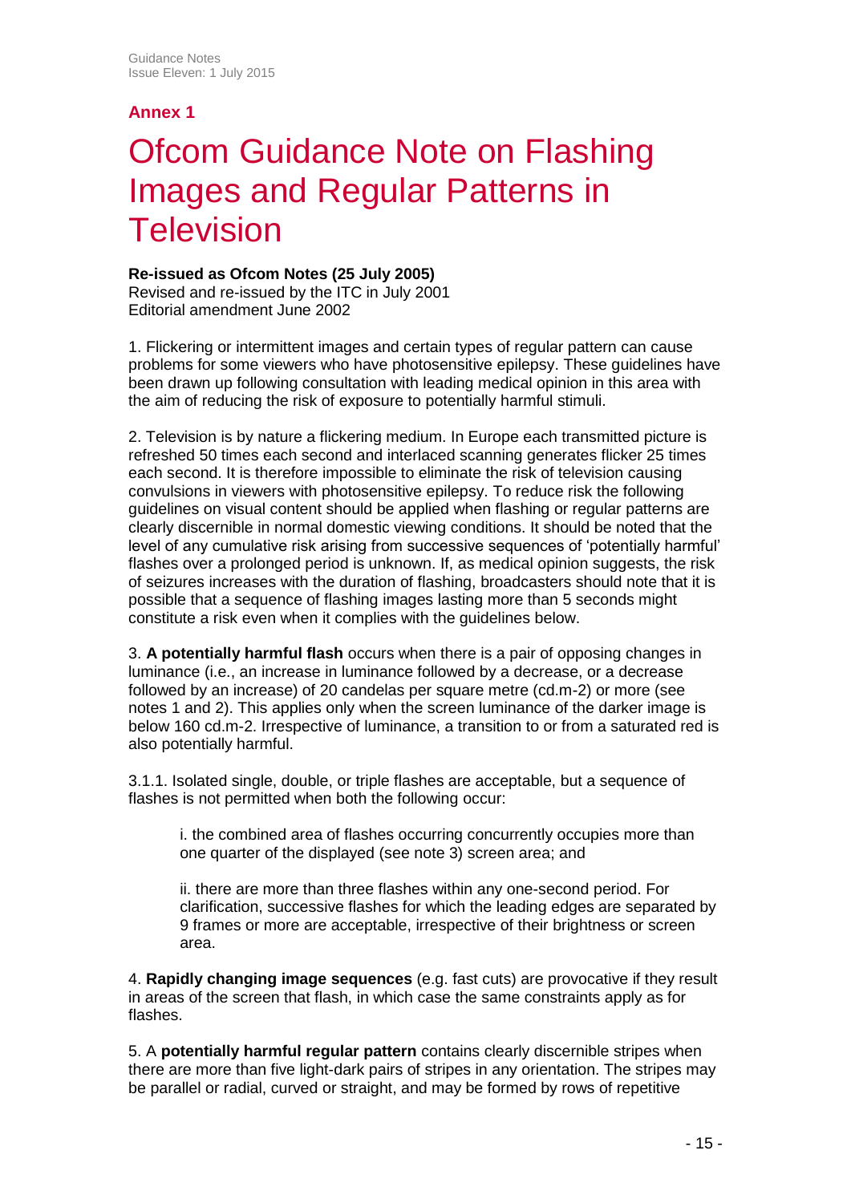**Annex 1**

# Ofcom Guidance Note on Flashing Images and Regular Patterns in Television

**Re-issued as Ofcom Notes (25 July 2005)**
Revised and re-issued by the ITC in July 2001
Editorial amendment June 2002

1. Flickering or intermittent images and certain types of regular pattern can cause problems for some viewers who have photosensitive epilepsy. These guidelines have been drawn up following consultation with leading medical opinion in this area with the aim of reducing the risk of exposure to potentially harmful stimuli.

2. Television is by nature a flickering medium. In Europe each transmitted picture is refreshed 50 times each second and interlaced scanning generates flicker 25 times each second. It is therefore impossible to eliminate the risk of television causing convulsions in viewers with photosensitive epilepsy. To reduce risk the following guidelines on visual content should be applied when flashing or regular patterns are clearly discernible in normal domestic viewing conditions. It should be noted that the level of any cumulative risk arising from successive sequences of 'potentially harmful' flashes over a prolonged period is unknown. If, as medical opinion suggests, the risk of seizures increases with the duration of flashing, broadcasters should note that it is possible that a sequence of flashing images lasting more than 5 seconds might constitute a risk even when it complies with the guidelines below.

3. **A potentially harmful flash** occurs when there is a pair of opposing changes in luminance (i.e., an increase in luminance followed by a decrease, or a decrease followed by an increase) of 20 candelas per square metre (cd.m-2) or more (see notes 1 and 2). This applies only when the screen luminance of the darker image is below 160 cd.m-2. Irrespective of luminance, a transition to or from a saturated red is also potentially harmful.

3.1.1. Isolated single, double, or triple flashes are acceptable, but a sequence of flashes is not permitted when both the following occur:

> i. the combined area of flashes occurring concurrently occupies more than one quarter of the displayed (see note 3) screen area; and
>
> ii. there are more than three flashes within any one-second period. For clarification, successive flashes for which the leading edges are separated by 9 frames or more are acceptable, irrespective of their brightness or screen area.

4. **Rapidly changing image sequences** (e.g. fast cuts) are provocative if they result in areas of the screen that flash, in which case the same constraints apply as for flashes.

5. A **potentially harmful regular pattern** contains clearly discernible stripes when there are more than five light-dark pairs of stripes in any orientation. The stripes may be parallel or radial, curved or straight, and may be formed by rows of repetitive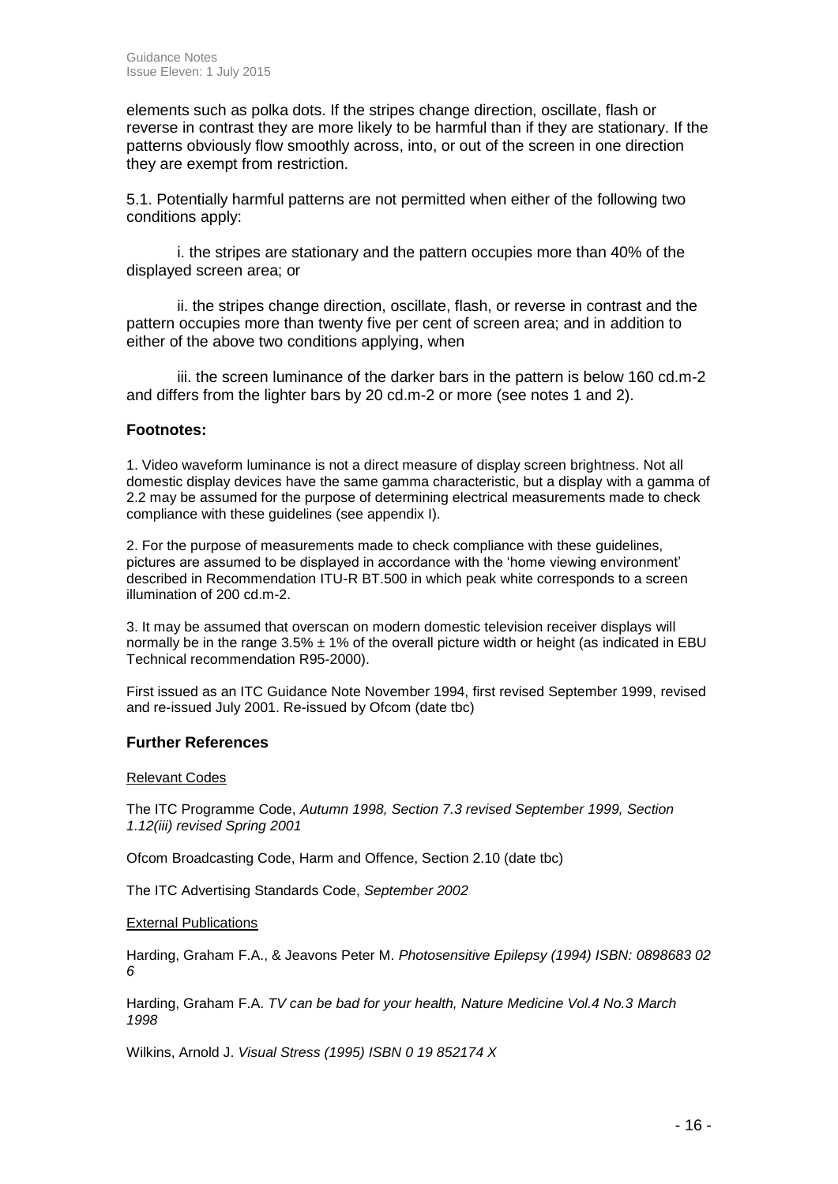elements such as polka dots. If the stripes change direction, oscillate, flash or reverse in contrast they are more likely to be harmful than if they are stationary. If the patterns obviously flow smoothly across, into, or out of the screen in one direction they are exempt from restriction.

5.1. Potentially harmful patterns are not permitted when either of the following two conditions apply:

i. the stripes are stationary and the pattern occupies more than 40% of the displayed screen area; or

ii. the stripes change direction, oscillate, flash, or reverse in contrast and the pattern occupies more than twenty five per cent of screen area; and in addition to either of the above two conditions applying, when

iii. the screen luminance of the darker bars in the pattern is below 160 cd.m-2 and differs from the lighter bars by 20 cd.m-2 or more (see notes 1 and 2).

### Footnotes:

1. Video waveform luminance is not a direct measure of display screen brightness. Not all domestic display devices have the same gamma characteristic, but a display with a gamma of 2.2 may be assumed for the purpose of determining electrical measurements made to check compliance with these guidelines (see appendix I).

2. For the purpose of measurements made to check compliance with these guidelines, pictures are assumed to be displayed in accordance with the 'home viewing environment' described in Recommendation ITU-R BT.500 in which peak white corresponds to a screen illumination of 200 cd.m-2.

3. It may be assumed that overscan on modern domestic television receiver displays will normally be in the range 3.5% ± 1% of the overall picture width or height (as indicated in EBU Technical recommendation R95-2000).

First issued as an ITC Guidance Note November 1994, first revised September 1999, revised and re-issued July 2001. Re-issued by Ofcom (date tbc)

### Further References

Relevant Codes

The ITC Programme Code, *Autumn 1998, Section 7.3 revised September 1999, Section 1.12(iii) revised Spring 2001*

Ofcom Broadcasting Code, Harm and Offence, Section 2.10 (date tbc)

The ITC Advertising Standards Code, *September 2002*

External Publications

Harding, Graham F.A., & Jeavons Peter M. *Photosensitive Epilepsy (1994) ISBN: 0898683 02 6*

Harding, Graham F.A. *TV can be bad for your health, Nature Medicine Vol.4 No.3 March 1998*

Wilkins, Arnold J. *Visual Stress (1995) ISBN 0 19 852174 X*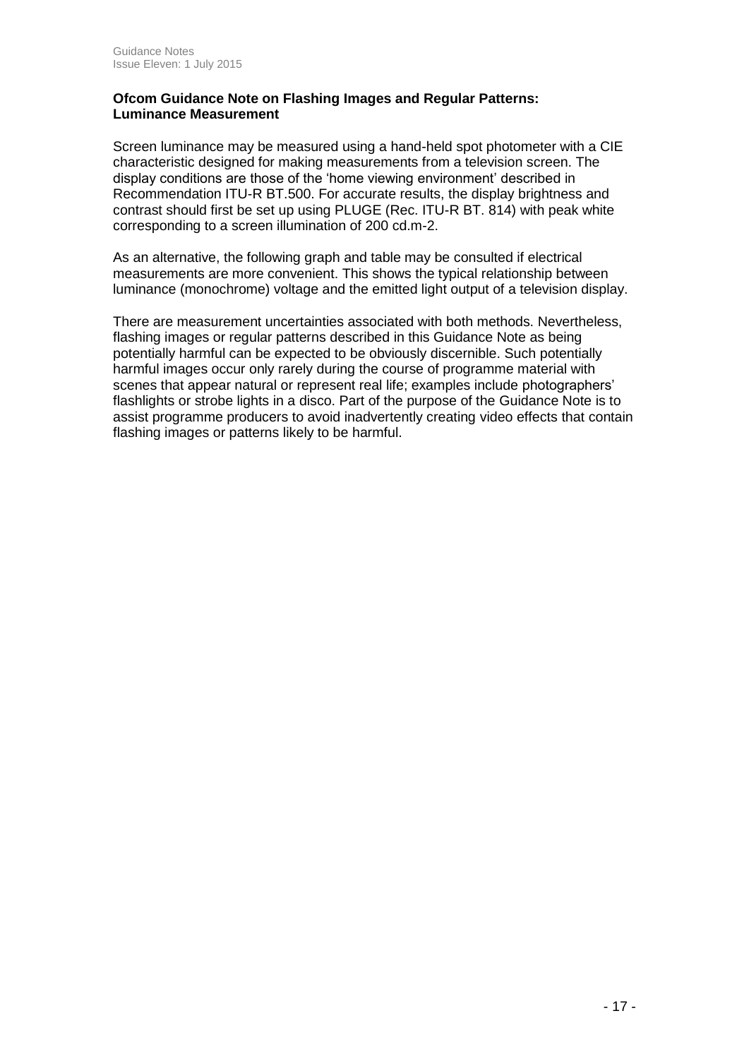**Ofcom Guidance Note on Flashing Images and Regular Patterns: Luminance Measurement**

Screen luminance may be measured using a hand-held spot photometer with a CIE characteristic designed for making measurements from a television screen. The display conditions are those of the 'home viewing environment' described in Recommendation ITU-R BT.500. For accurate results, the display brightness and contrast should first be set up using PLUGE (Rec. ITU-R BT. 814) with peak white corresponding to a screen illumination of 200 cd.m-2.

As an alternative, the following graph and table may be consulted if electrical measurements are more convenient. This shows the typical relationship between luminance (monochrome) voltage and the emitted light output of a television display.

There are measurement uncertainties associated with both methods. Nevertheless, flashing images or regular patterns described in this Guidance Note as being potentially harmful can be expected to be obviously discernible. Such potentially harmful images occur only rarely during the course of programme material with scenes that appear natural or represent real life; examples include photographers' flashlights or strobe lights in a disco. Part of the purpose of the Guidance Note is to assist programme producers to avoid inadvertently creating video effects that contain flashing images or patterns likely to be harmful.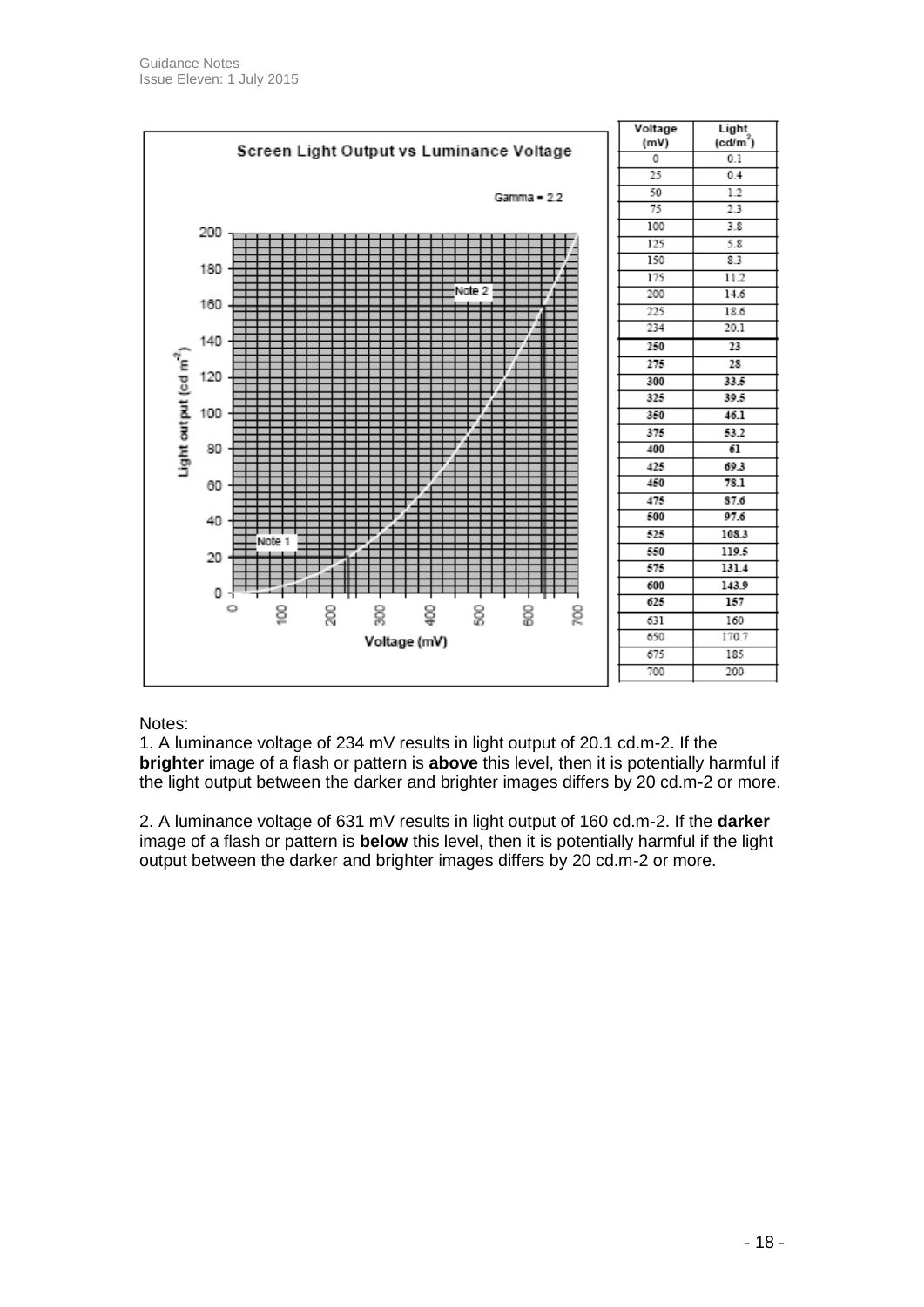Screen Light Output vs Luminance Voltage

Gamma = 2.2

Light output (cd m$^{-2}$)

0
20
40
60
80
100
120
140
160
180
200

Voltage (mV)

0
100
200
300
400
500
600
700

Note 1

Note 2

| Voltage (mV) | Light (cd/m$^2$) |
|---|---|
| 0 | 0.1 |
| 25 | 0.4 |
| 50 | 1.2 |
| 75 | 2.3 |
| 100 | 3.8 |
| 125 | 5.8 |
| 150 | 8.3 |
| 175 | 11.2 |
| 200 | 14.6 |
| 225 | 18.6 |
| 234 | 20.1 |
| **250** | **23** |
| **275** | **28** |
| **300** | **33.5** |
| **325** | **39.5** |
| **350** | **46.1** |
| **375** | **53.2** |
| **400** | **61** |
| **425** | **69.3** |
| **450** | **78.1** |
| **475** | **87.6** |
| **500** | **97.6** |
| **525** | **108.3** |
| **550** | **119.5** |
| **575** | **131.4** |
| **600** | **143.9** |
| **625** | **157** |
| 631 | 160 |
| 650 | 170.7 |
| 675 | 185 |
| 700 | 200 |

Notes:

1. A luminance voltage of 234 mV results in light output of 20.1 cd.m-2. If the **brighter** image of a flash or pattern is **above** this level, then it is potentially harmful if the light output between the darker and brighter images differs by 20 cd.m-2 or more.

2. A luminance voltage of 631 mV results in light output of 160 cd.m-2. If the **darker** image of a flash or pattern is **below** this level, then it is potentially harmful if the light output between the darker and brighter images differs by 20 cd.m-2 or more.